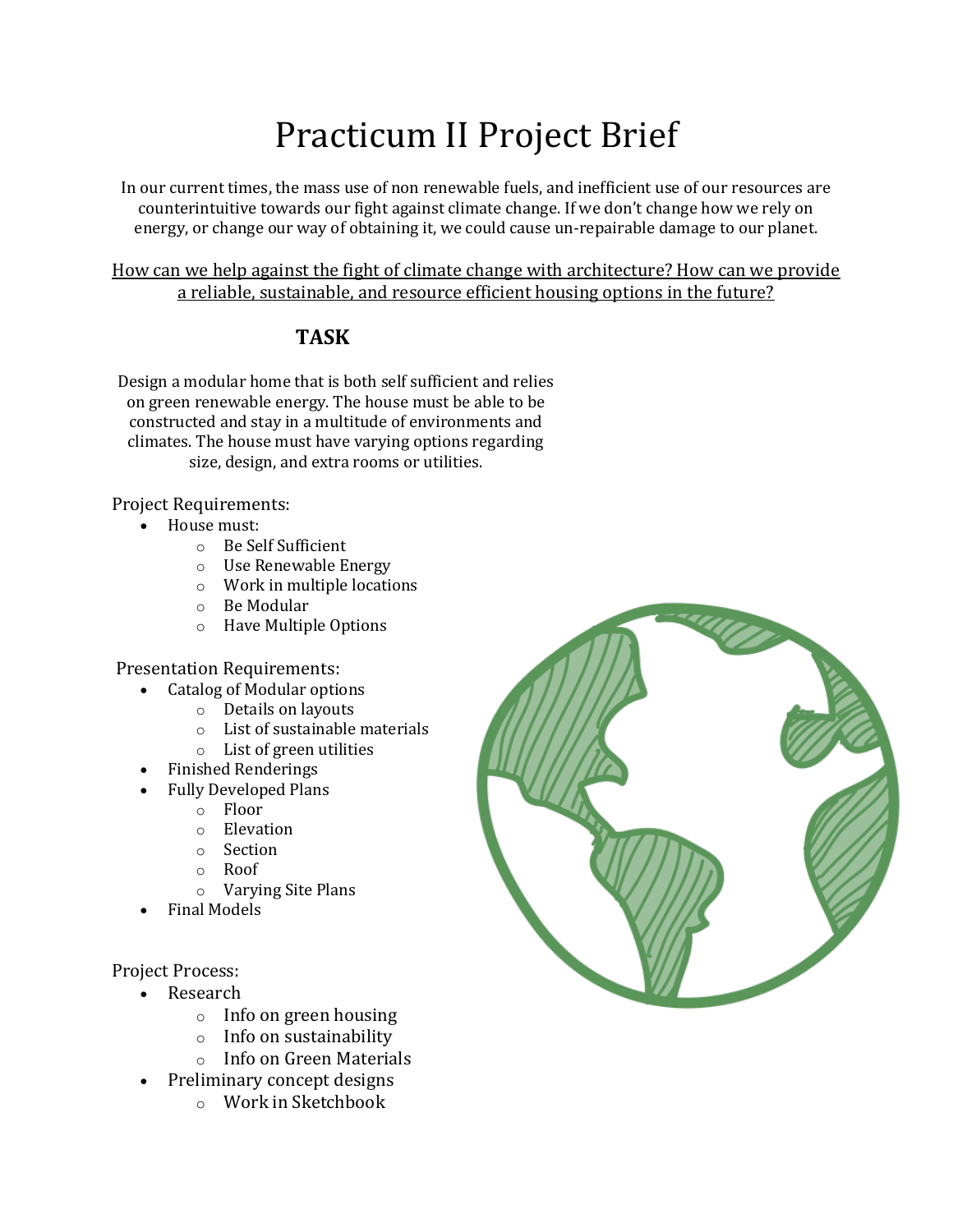# Practicum II Project Brief

In our current times, the mass use of non renewable fuels, and inefficient use of our resources are counterintuitive towards our fight against climate change. If we don't change how we rely on energy, or change our way of obtaining it, we could cause un-repairable damage to our planet.

<u>How can we help against the fight of climate change with architecture? How can we provide a reliable, sustainable, and resource efficient housing options in the future?</u>

## TASK

Design a modular home that is both self sufficient and relies on green renewable energy. The house must be able to be constructed and stay in a multitude of environments and climates. The house must have varying options regarding size, design, and extra rooms or utilities.

Project Requirements:

- House must:
  - Be Self Sufficient
  - Use Renewable Energy
  - Work in multiple locations
  - Be Modular
  - Have Multiple Options

Presentation Requirements:

- Catalog of Modular options
  - Details on layouts
  - List of sustainable materials
  - List of green utilities
- Finished Renderings
- Fully Developed Plans
  - Floor
  - Elevation
  - Section
  - Roof
  - Varying Site Plans
- Final Models

Project Process:

- Research
  - Info on green housing
  - Info on sustainability
  - Info on Green Materials
- Preliminary concept designs
  - Work in Sketchbook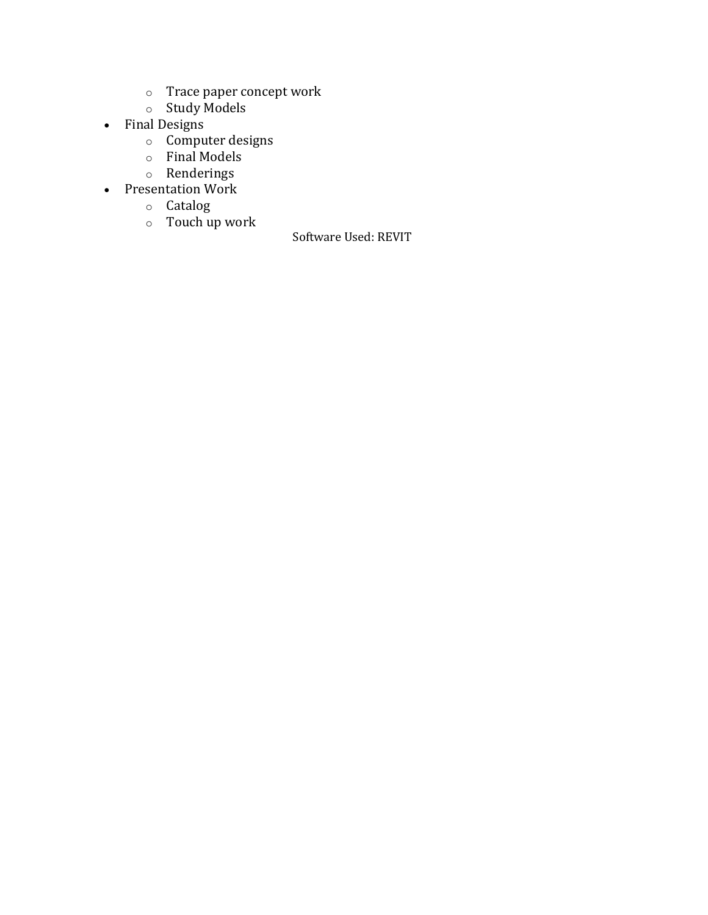- Trace paper concept work
  - Study Models
- Final Designs
  - Computer designs
  - Final Models
  - Renderings
- Presentation Work
  - Catalog
  - Touch up work

Software Used: REVIT